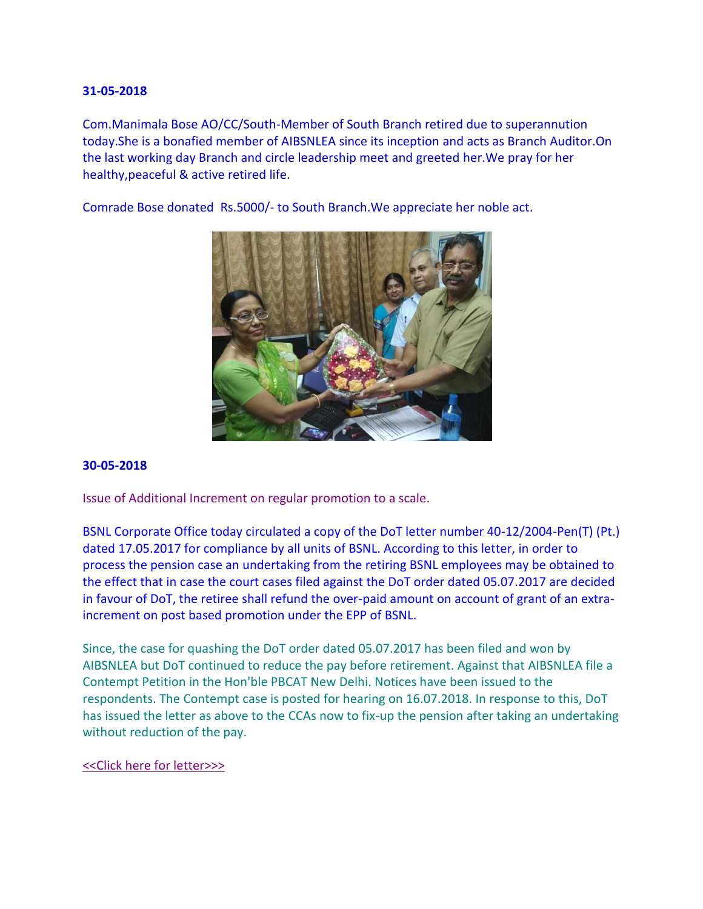**31-05-2018**

Com.Manimala Bose AO/CC/South-Member of South Branch retired due to superannution today.She is a bonafied member of AIBSNLEA since its inception and acts as Branch Auditor.On the last working day Branch and circle leadership meet and greeted her.We pray for her healthy,peaceful & active retired life.

Comrade Bose donated Rs.5000/- to South Branch.We appreciate her noble act.

**30-05-2018**

Issue of Additional Increment on regular promotion to a scale.

BSNL Corporate Office today circulated a copy of the DoT letter number 40-12/2004-Pen(T) (Pt.) dated 17.05.2017 for compliance by all units of BSNL. According to this letter, in order to process the pension case an undertaking from the retiring BSNL employees may be obtained to the effect that in case the court cases filed against the DoT order dated 05.07.2017 are decided in favour of DoT, the retiree shall refund the over-paid amount on account of grant of an extra-increment on post based promotion under the EPP of BSNL.

Since, the case for quashing the DoT order dated 05.07.2017 has been filed and won by AIBSNLEA but DoT continued to reduce the pay before retirement. Against that AIBSNLEA file a Contempt Petition in the Hon'ble PBCAT New Delhi. Notices have been issued to the respondents. The Contempt case is posted for hearing on 16.07.2018. In response to this, DoT has issued the letter as above to the CCAs now to fix-up the pension after taking an undertaking without reduction of the pay.

<<Click here for letter>>>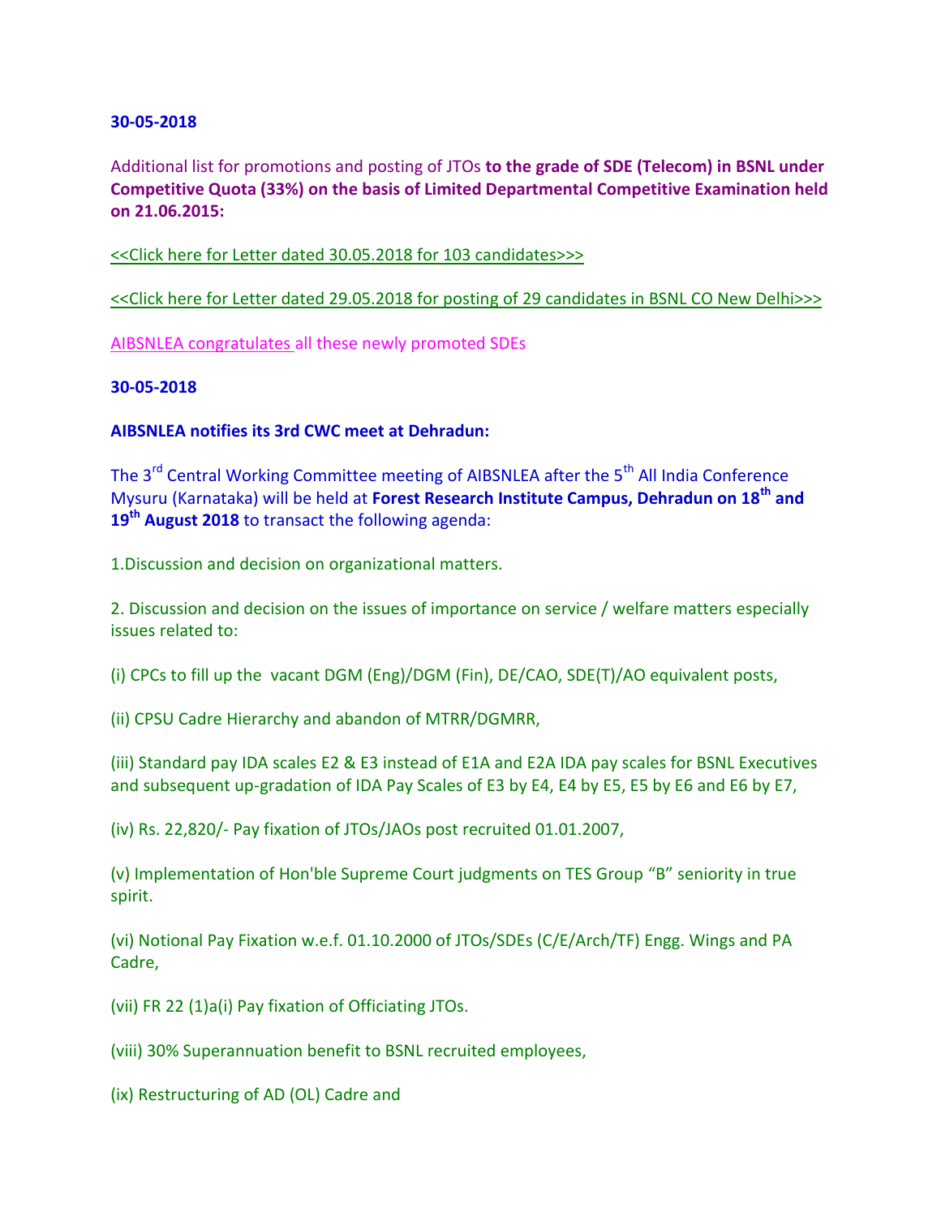**30-05-2018**

Additional list for promotions and posting of JTOs **to the grade of SDE (Telecom) in BSNL under Competitive Quota (33%) on the basis of Limited Departmental Competitive Examination held on 21.06.2015:**

<<Click here for Letter dated 30.05.2018 for 103 candidates>>>

<<Click here for Letter dated 29.05.2018 for posting of 29 candidates in BSNL CO New Delhi>>>

AIBSNLEA congratulates all these newly promoted SDEs

**30-05-2018**

**AIBSNLEA notifies its 3rd CWC meet at Dehradun:**

The 3rd Central Working Committee meeting of AIBSNLEA after the 5th All India Conference Mysuru (Karnataka) will be held at **Forest Research Institute Campus, Dehradun on 18th and 19th August 2018** to transact the following agenda:

1.Discussion and decision on organizational matters.

2. Discussion and decision on the issues of importance on service / welfare matters especially issues related to:

(i) CPCs to fill up the vacant DGM (Eng)/DGM (Fin), DE/CAO, SDE(T)/AO equivalent posts,

(ii) CPSU Cadre Hierarchy and abandon of MTRR/DGMRR,

(iii) Standard pay IDA scales E2 & E3 instead of E1A and E2A IDA pay scales for BSNL Executives and subsequent up-gradation of IDA Pay Scales of E3 by E4, E4 by E5, E5 by E6 and E6 by E7,

(iv) Rs. 22,820/- Pay fixation of JTOs/JAOs post recruited 01.01.2007,

(v) Implementation of Hon'ble Supreme Court judgments on TES Group "B" seniority in true spirit.

(vi) Notional Pay Fixation w.e.f. 01.10.2000 of JTOs/SDEs (C/E/Arch/TF) Engg. Wings and PA Cadre,

(vii) FR 22 (1)a(i) Pay fixation of Officiating JTOs.

(viii) 30% Superannuation benefit to BSNL recruited employees,

(ix) Restructuring of AD (OL) Cadre and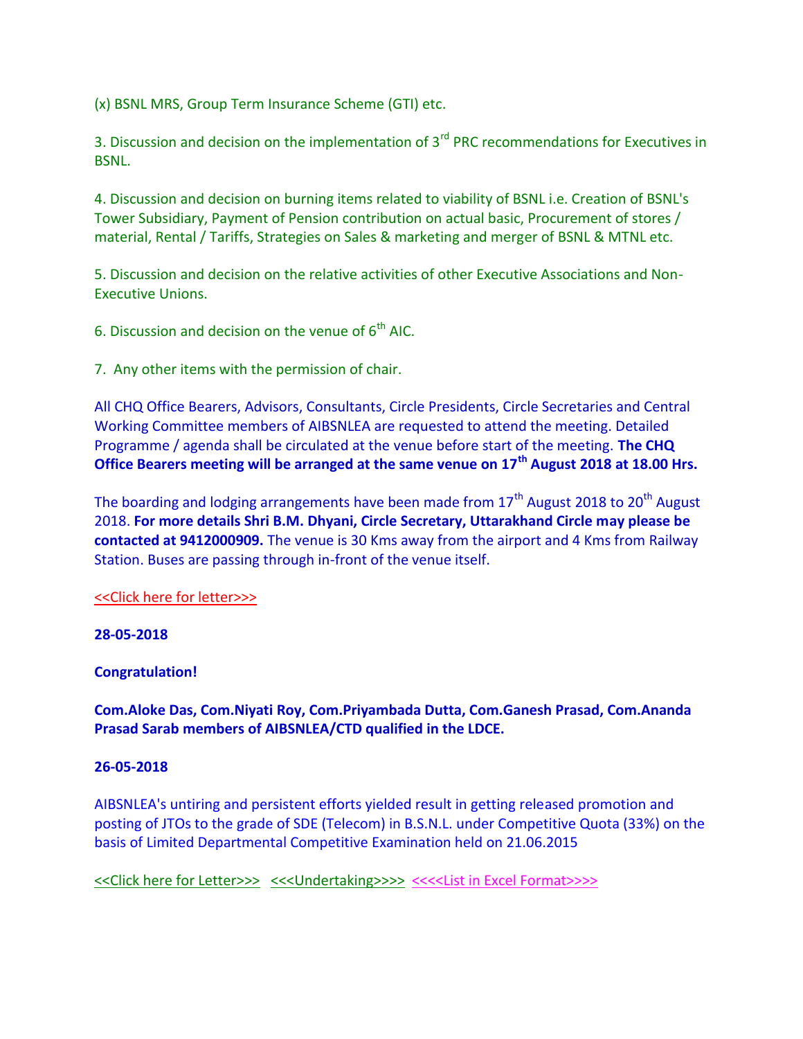(x) BSNL MRS, Group Term Insurance Scheme (GTI) etc.

3. Discussion and decision on the implementation of 3rd PRC recommendations for Executives in BSNL.

4. Discussion and decision on burning items related to viability of BSNL i.e. Creation of BSNL's Tower Subsidiary, Payment of Pension contribution on actual basic, Procurement of stores / material, Rental / Tariffs, Strategies on Sales & marketing and merger of BSNL & MTNL etc.

5. Discussion and decision on the relative activities of other Executive Associations and Non-Executive Unions.

6. Discussion and decision on the venue of 6th AIC.

7. Any other items with the permission of chair.

All CHQ Office Bearers, Advisors, Consultants, Circle Presidents, Circle Secretaries and Central Working Committee members of AIBSNLEA are requested to attend the meeting. Detailed Programme / agenda shall be circulated at the venue before start of the meeting. **The CHQ Office Bearers meeting will be arranged at the same venue on 17th August 2018 at 18.00 Hrs.**

The boarding and lodging arrangements have been made from 17th August 2018 to 20th August 2018. **For more details Shri B.M. Dhyani, Circle Secretary, Uttarakhand Circle may please be contacted at 9412000909.** The venue is 30 Kms away from the airport and 4 Kms from Railway Station. Buses are passing through in-front of the venue itself.

<<Click here for letter>>>

**28-05-2018**

**Congratulation!**

**Com.Aloke Das, Com.Niyati Roy, Com.Priyambada Dutta, Com.Ganesh Prasad, Com.Ananda Prasad Sarab members of AIBSNLEA/CTD qualified in the LDCE.**

**26-05-2018**

AIBSNLEA's untiring and persistent efforts yielded result in getting released promotion and posting of JTOs to the grade of SDE (Telecom) in B.S.N.L. under Competitive Quota (33%) on the basis of Limited Departmental Competitive Examination held on 21.06.2015

<<Click here for Letter>>> <<<Undertaking>>>> <<<<List in Excel Format>>>>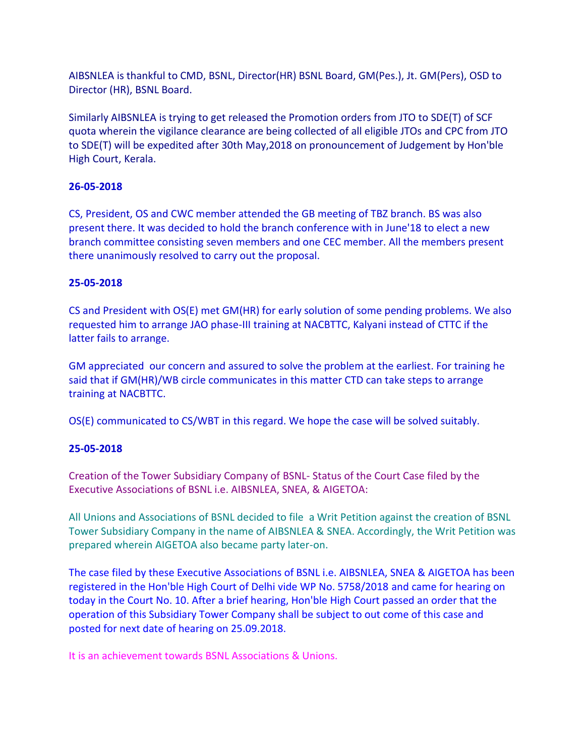AIBSNLEA is thankful to CMD, BSNL, Director(HR) BSNL Board, GM(Pes.), Jt. GM(Pers), OSD to Director (HR), BSNL Board.

Similarly AIBSNLEA is trying to get released the Promotion orders from JTO to SDE(T) of SCF quota wherein the vigilance clearance are being collected of all eligible JTOs and CPC from JTO to SDE(T) will be expedited after 30th May,2018 on pronouncement of Judgement by Hon'ble High Court, Kerala.

**26-05-2018**

CS, President, OS and CWC member attended the GB meeting of TBZ branch. BS was also present there. It was decided to hold the branch conference with in June'18 to elect a new branch committee consisting seven members and one CEC member. All the members present there unanimously resolved to carry out the proposal.

**25-05-2018**

CS and President with OS(E) met GM(HR) for early solution of some pending problems. We also requested him to arrange JAO phase-III training at NACBTTC, Kalyani instead of CTTC if the latter fails to arrange.

GM appreciated our concern and assured to solve the problem at the earliest. For training he said that if GM(HR)/WB circle communicates in this matter CTD can take steps to arrange training at NACBTTC.

OS(E) communicated to CS/WBT in this regard. We hope the case will be solved suitably.

**25-05-2018**

Creation of the Tower Subsidiary Company of BSNL- Status of the Court Case filed by the Executive Associations of BSNL i.e. AIBSNLEA, SNEA, & AIGETOA:

All Unions and Associations of BSNL decided to file a Writ Petition against the creation of BSNL Tower Subsidiary Company in the name of AIBSNLEA & SNEA. Accordingly, the Writ Petition was prepared wherein AIGETOA also became party later-on.

The case filed by these Executive Associations of BSNL i.e. AIBSNLEA, SNEA & AIGETOA has been registered in the Hon'ble High Court of Delhi vide WP No. 5758/2018 and came for hearing on today in the Court No. 10. After a brief hearing, Hon'ble High Court passed an order that the operation of this Subsidiary Tower Company shall be subject to out come of this case and posted for next date of hearing on 25.09.2018.

It is an achievement towards BSNL Associations & Unions.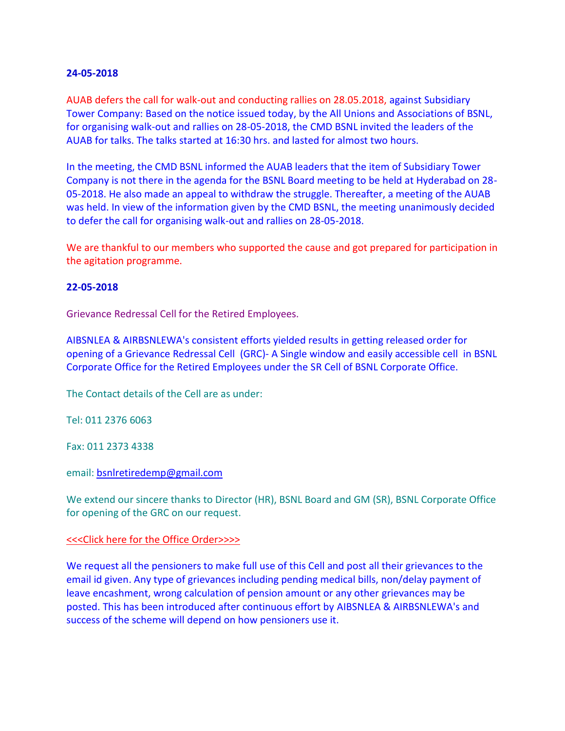**24-05-2018**

AUAB defers the call for walk-out and conducting rallies on 28.05.2018, against Subsidiary Tower Company: Based on the notice issued today, by the All Unions and Associations of BSNL, for organising walk-out and rallies on 28-05-2018, the CMD BSNL invited the leaders of the AUAB for talks. The talks started at 16:30 hrs. and lasted for almost two hours.

In the meeting, the CMD BSNL informed the AUAB leaders that the item of Subsidiary Tower Company is not there in the agenda for the BSNL Board meeting to be held at Hyderabad on 28-05-2018. He also made an appeal to withdraw the struggle. Thereafter, a meeting of the AUAB was held. In view of the information given by the CMD BSNL, the meeting unanimously decided to defer the call for organising walk-out and rallies on 28-05-2018.

We are thankful to our members who supported the cause and got prepared for participation in the agitation programme.

**22-05-2018**

Grievance Redressal Cell for the Retired Employees.

AIBSNLEA & AIRBSNLEWA's consistent efforts yielded results in getting released order for opening of a Grievance Redressal Cell (GRC)- A Single window and easily accessible cell in BSNL Corporate Office for the Retired Employees under the SR Cell of BSNL Corporate Office.

The Contact details of the Cell are as under:

Tel: 011 2376 6063

Fax: 011 2373 4338

email: bsnlretiredemp@gmail.com

We extend our sincere thanks to Director (HR), BSNL Board and GM (SR), BSNL Corporate Office for opening of the GRC on our request.

<<<Click here for the Office Order>>>>

We request all the pensioners to make full use of this Cell and post all their grievances to the email id given. Any type of grievances including pending medical bills, non/delay payment of leave encashment, wrong calculation of pension amount or any other grievances may be posted. This has been introduced after continuous effort by AIBSNLEA & AIRBSNLEWA's and success of the scheme will depend on how pensioners use it.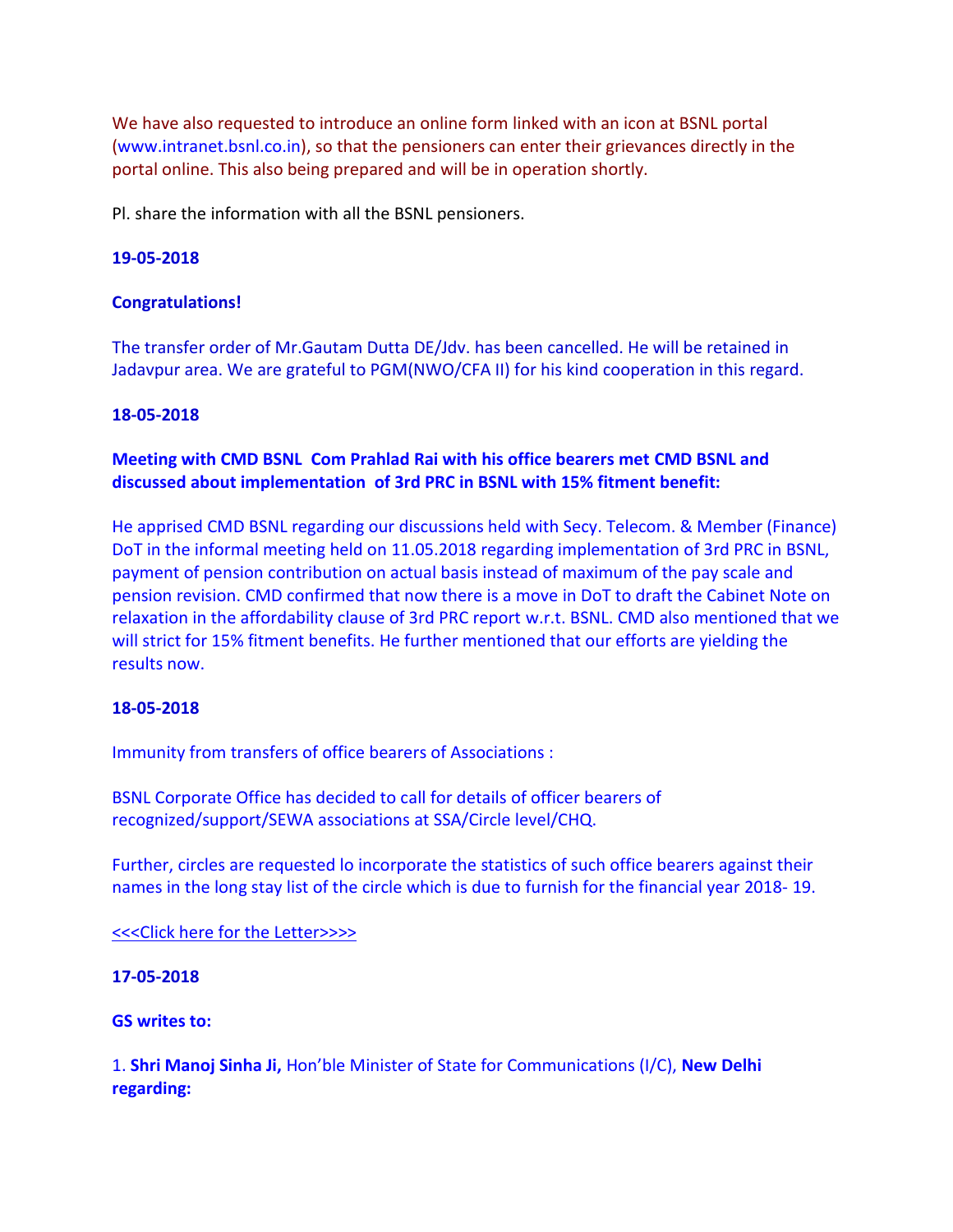We have also requested to introduce an online form linked with an icon at BSNL portal (www.intranet.bsnl.co.in), so that the pensioners can enter their grievances directly in the portal online. This also being prepared and will be in operation shortly.

Pl. share the information with all the BSNL pensioners.

**19-05-2018**

**Congratulations!**

The transfer order of Mr.Gautam Dutta DE/Jdv. has been cancelled. He will be retained in Jadavpur area. We are grateful to PGM(NWO/CFA II) for his kind cooperation in this regard.

**18-05-2018**

**Meeting with CMD BSNL Com Prahlad Rai with his office bearers met CMD BSNL and discussed about implementation of 3rd PRC in BSNL with 15% fitment benefit:**

He apprised CMD BSNL regarding our discussions held with Secy. Telecom. & Member (Finance) DoT in the informal meeting held on 11.05.2018 regarding implementation of 3rd PRC in BSNL, payment of pension contribution on actual basis instead of maximum of the pay scale and pension revision. CMD confirmed that now there is a move in DoT to draft the Cabinet Note on relaxation in the affordability clause of 3rd PRC report w.r.t. BSNL. CMD also mentioned that we will strict for 15% fitment benefits. He further mentioned that our efforts are yielding the results now.

**18-05-2018**

Immunity from transfers of office bearers of Associations :

BSNL Corporate Office has decided to call for details of officer bearers of recognized/support/SEWA associations at SSA/Circle level/CHQ.

Further, circles are requested lo incorporate the statistics of such office bearers against their names in the long stay list of the circle which is due to furnish for the financial year 2018- 19.

<<<Click here for the Letter>>>>

**17-05-2018**

**GS writes to:**

1. **Shri Manoj Sinha Ji,** Hon'ble Minister of State for Communications (I/C), **New Delhi regarding:**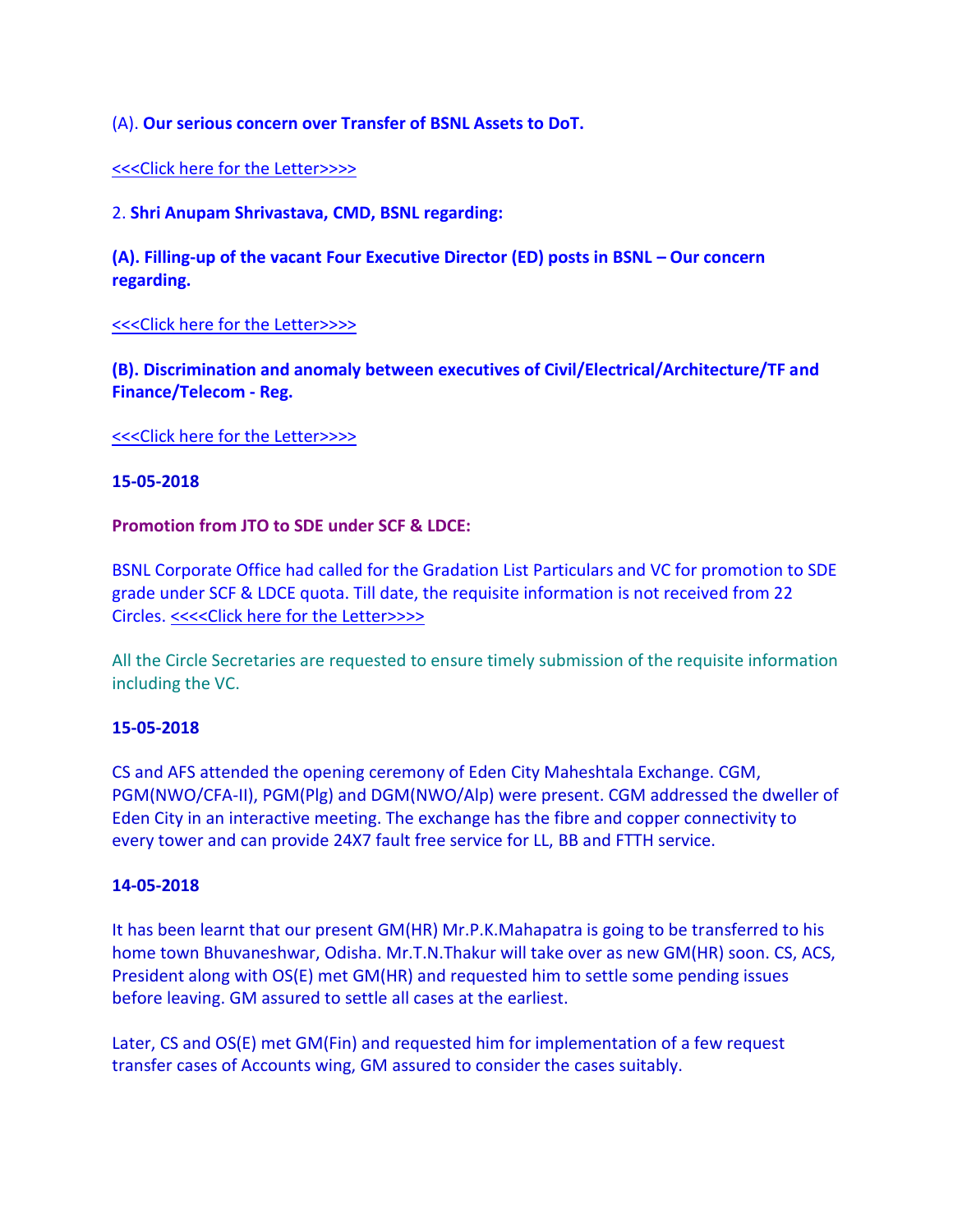(A). **Our serious concern over Transfer of BSNL Assets to DoT.**

<<<Click here for the Letter>>>>

2. **Shri Anupam Shrivastava, CMD, BSNL regarding:**

**(A). Filling-up of the vacant Four Executive Director (ED) posts in BSNL – Our concern regarding.**

<<<Click here for the Letter>>>>

**(B). Discrimination and anomaly between executives of Civil/Electrical/Architecture/TF and Finance/Telecom - Reg.**

<<<Click here for the Letter>>>>

**15-05-2018**

**Promotion from JTO to SDE under SCF & LDCE:**

BSNL Corporate Office had called for the Gradation List Particulars and VC for promotion to SDE grade under SCF & LDCE quota. Till date, the requisite information is not received from 22 Circles. <<<<Click here for the Letter>>>>

All the Circle Secretaries are requested to ensure timely submission of the requisite information including the VC.

**15-05-2018**

CS and AFS attended the opening ceremony of Eden City Maheshtala Exchange. CGM, PGM(NWO/CFA-II), PGM(Plg) and DGM(NWO/Alp) were present. CGM addressed the dweller of Eden City in an interactive meeting. The exchange has the fibre and copper connectivity to every tower and can provide 24X7 fault free service for LL, BB and FTTH service.

**14-05-2018**

It has been learnt that our present GM(HR) Mr.P.K.Mahapatra is going to be transferred to his home town Bhuvaneshwar, Odisha. Mr.T.N.Thakur will take over as new GM(HR) soon. CS, ACS, President along with OS(E) met GM(HR) and requested him to settle some pending issues before leaving. GM assured to settle all cases at the earliest.

Later, CS and OS(E) met GM(Fin) and requested him for implementation of a few request transfer cases of Accounts wing, GM assured to consider the cases suitably.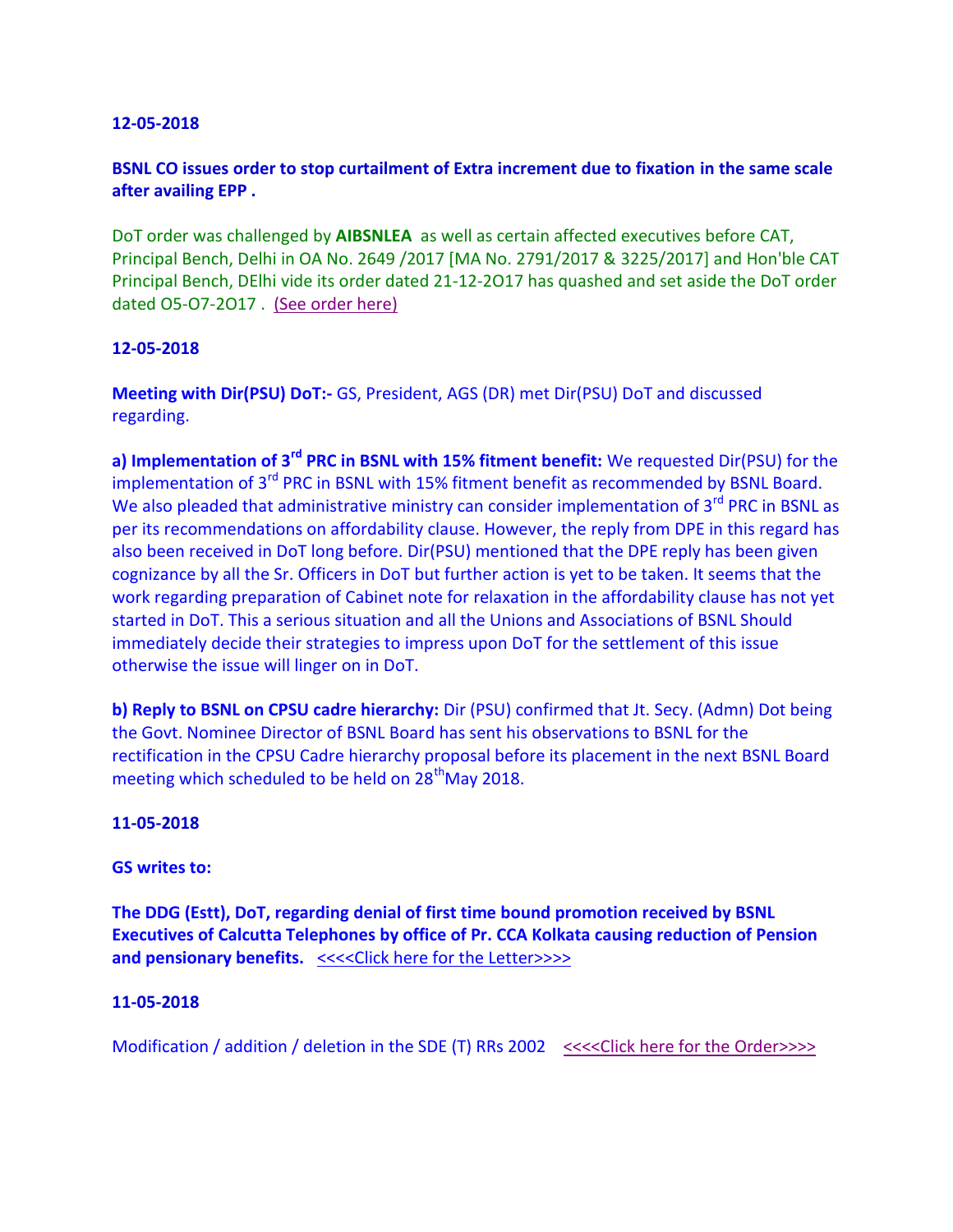**12-05-2018**

**BSNL CO issues order to stop curtailment of Extra increment due to fixation in the same scale after availing EPP .**

DoT order was challenged by **AIBSNLEA** as well as certain affected executives before CAT, Principal Bench, Delhi in OA No. 2649 /2017 [MA No. 2791/2017 & 3225/2017] and Hon'ble CAT Principal Bench, DElhi vide its order dated 21-12-2O17 has quashed and set aside the DoT order dated O5-O7-2O17 . (See order here)

**12-05-2018**

**Meeting with Dir(PSU) DoT:-** GS, President, AGS (DR) met Dir(PSU) DoT and discussed regarding.

**a) Implementation of 3rd PRC in BSNL with 15% fitment benefit:** We requested Dir(PSU) for the implementation of 3rd PRC in BSNL with 15% fitment benefit as recommended by BSNL Board. We also pleaded that administrative ministry can consider implementation of 3rd PRC in BSNL as per its recommendations on affordability clause. However, the reply from DPE in this regard has also been received in DoT long before. Dir(PSU) mentioned that the DPE reply has been given cognizance by all the Sr. Officers in DoT but further action is yet to be taken. It seems that the work regarding preparation of Cabinet note for relaxation in the affordability clause has not yet started in DoT. This a serious situation and all the Unions and Associations of BSNL Should immediately decide their strategies to impress upon DoT for the settlement of this issue otherwise the issue will linger on in DoT.

**b) Reply to BSNL on CPSU cadre hierarchy:** Dir (PSU) confirmed that Jt. Secy. (Admn) Dot being the Govt. Nominee Director of BSNL Board has sent his observations to BSNL for the rectification in the CPSU Cadre hierarchy proposal before its placement in the next BSNL Board meeting which scheduled to be held on 28th May 2018.

**11-05-2018**

**GS writes to:**

**The DDG (Estt), DoT, regarding denial of first time bound promotion received by BSNL Executives of Calcutta Telephones by office of Pr. CCA Kolkata causing reduction of Pension and pensionary benefits.** <<<<Click here for the Letter>>>>

**11-05-2018**

Modification / addition / deletion in the SDE (T) RRs 2002 <<<<Click here for the Order>>>>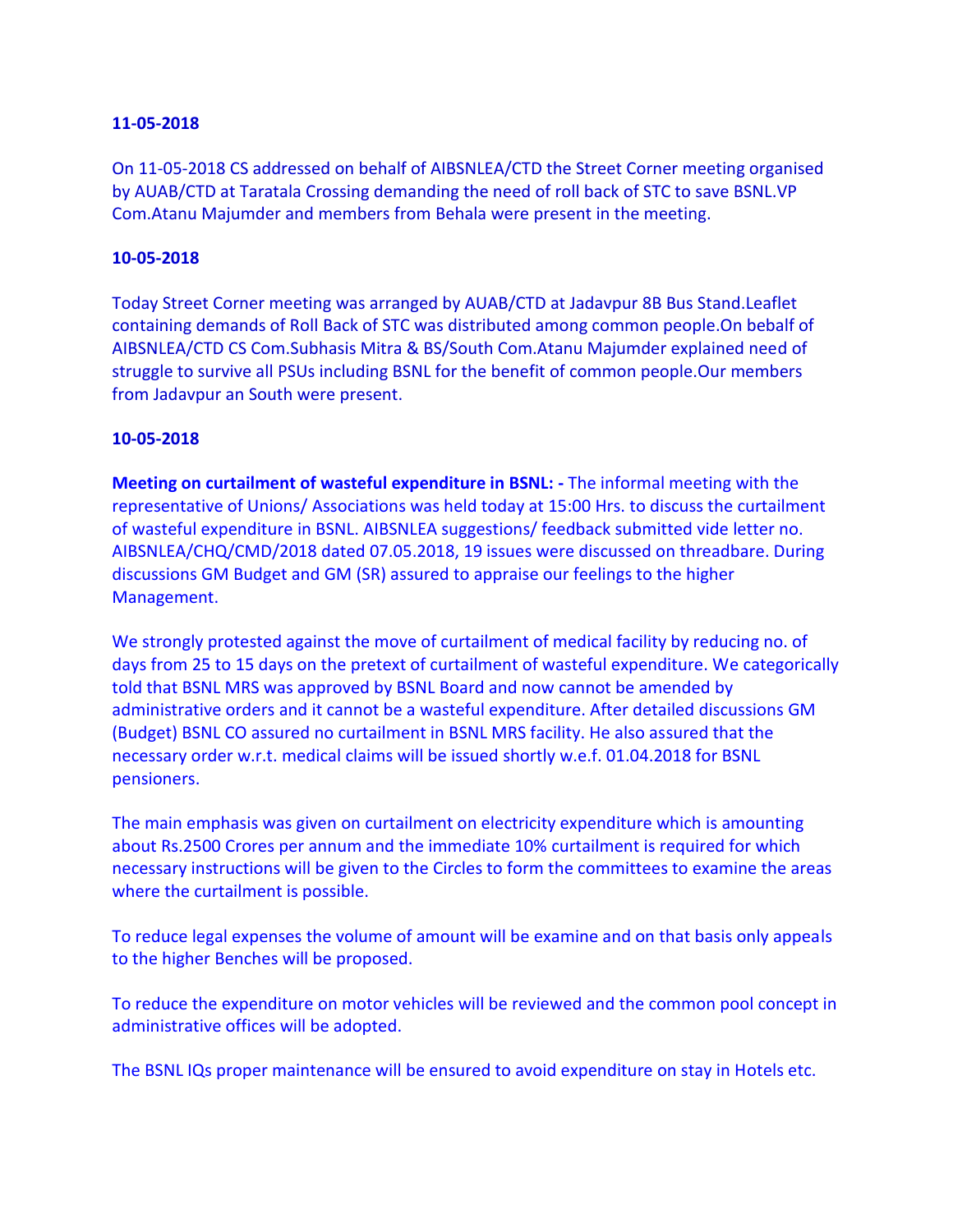**11-05-2018**

On 11-05-2018 CS addressed on behalf of AIBSNLEA/CTD the Street Corner meeting organised by AUAB/CTD at Taratala Crossing demanding the need of roll back of STC to save BSNL.VP Com.Atanu Majumder and members from Behala were present in the meeting.

**10-05-2018**

Today Street Corner meeting was arranged by AUAB/CTD at Jadavpur 8B Bus Stand.Leaflet containing demands of Roll Back of STC was distributed among common people.On bebalf of AIBSNLEA/CTD CS Com.Subhasis Mitra & BS/South Com.Atanu Majumder explained need of struggle to survive all PSUs including BSNL for the benefit of common people.Our members from Jadavpur an South were present.

**10-05-2018**

**Meeting on curtailment of wasteful expenditure in BSNL: -** The informal meeting with the representative of Unions/ Associations was held today at 15:00 Hrs. to discuss the curtailment of wasteful expenditure in BSNL. AIBSNLEA suggestions/ feedback submitted vide letter no. AIBSNLEA/CHQ/CMD/2018 dated 07.05.2018, 19 issues were discussed on threadbare. During discussions GM Budget and GM (SR) assured to appraise our feelings to the higher Management.

We strongly protested against the move of curtailment of medical facility by reducing no. of days from 25 to 15 days on the pretext of curtailment of wasteful expenditure. We categorically told that BSNL MRS was approved by BSNL Board and now cannot be amended by administrative orders and it cannot be a wasteful expenditure. After detailed discussions GM (Budget) BSNL CO assured no curtailment in BSNL MRS facility. He also assured that the necessary order w.r.t. medical claims will be issued shortly w.e.f. 01.04.2018 for BSNL pensioners.

The main emphasis was given on curtailment on electricity expenditure which is amounting about Rs.2500 Crores per annum and the immediate 10% curtailment is required for which necessary instructions will be given to the Circles to form the committees to examine the areas where the curtailment is possible.

To reduce legal expenses the volume of amount will be examine and on that basis only appeals to the higher Benches will be proposed.

To reduce the expenditure on motor vehicles will be reviewed and the common pool concept in administrative offices will be adopted.

The BSNL IQs proper maintenance will be ensured to avoid expenditure on stay in Hotels etc.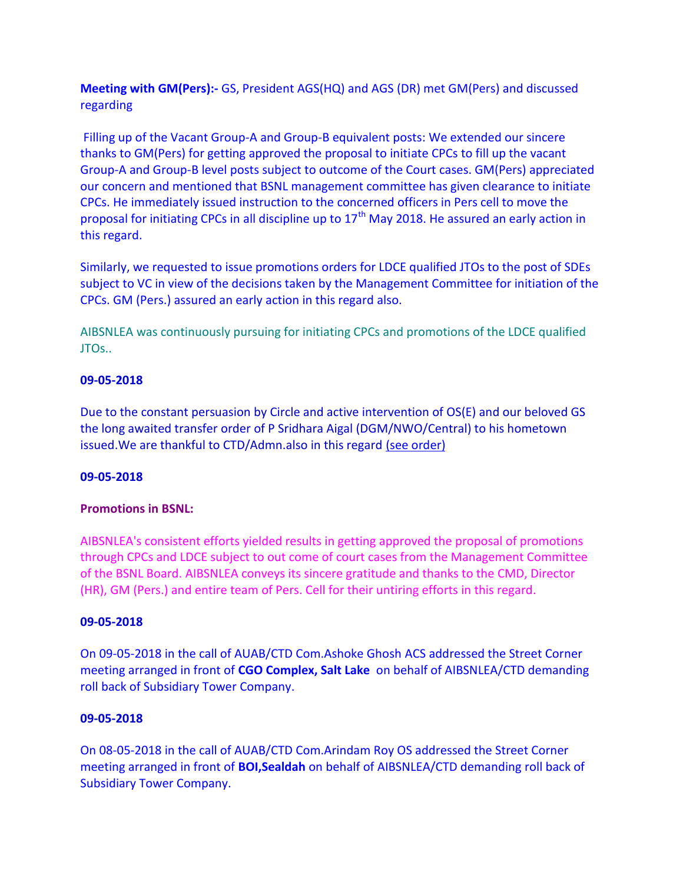**Meeting with GM(Pers):-** GS, President AGS(HQ) and AGS (DR) met GM(Pers) and discussed regarding

Filling up of the Vacant Group-A and Group-B equivalent posts: We extended our sincere thanks to GM(Pers) for getting approved the proposal to initiate CPCs to fill up the vacant Group-A and Group-B level posts subject to outcome of the Court cases. GM(Pers) appreciated our concern and mentioned that BSNL management committee has given clearance to initiate CPCs. He immediately issued instruction to the concerned officers in Pers cell to move the proposal for initiating CPCs in all discipline up to 17th May 2018. He assured an early action in this regard.

Similarly, we requested to issue promotions orders for LDCE qualified JTOs to the post of SDEs subject to VC in view of the decisions taken by the Management Committee for initiation of the CPCs. GM (Pers.) assured an early action in this regard also.

AIBSNLEA was continuously pursuing for initiating CPCs and promotions of the LDCE qualified JTOs..

**09-05-2018**

Due to the constant persuasion by Circle and active intervention of OS(E) and our beloved GS the long awaited transfer order of P Sridhara Aigal (DGM/NWO/Central) to his hometown issued.We are thankful to CTD/Admn.also in this regard (see order)

**09-05-2018**

**Promotions in BSNL:**

AIBSNLEA's consistent efforts yielded results in getting approved the proposal of promotions through CPCs and LDCE subject to out come of court cases from the Management Committee of the BSNL Board. AIBSNLEA conveys its sincere gratitude and thanks to the CMD, Director (HR), GM (Pers.) and entire team of Pers. Cell for their untiring efforts in this regard.

**09-05-2018**

On 09-05-2018 in the call of AUAB/CTD Com.Ashoke Ghosh ACS addressed the Street Corner meeting arranged in front of **CGO Complex, Salt Lake** on behalf of AIBSNLEA/CTD demanding roll back of Subsidiary Tower Company.

**09-05-2018**

On 08-05-2018 in the call of AUAB/CTD Com.Arindam Roy OS addressed the Street Corner meeting arranged in front of **BOI,Sealdah** on behalf of AIBSNLEA/CTD demanding roll back of Subsidiary Tower Company.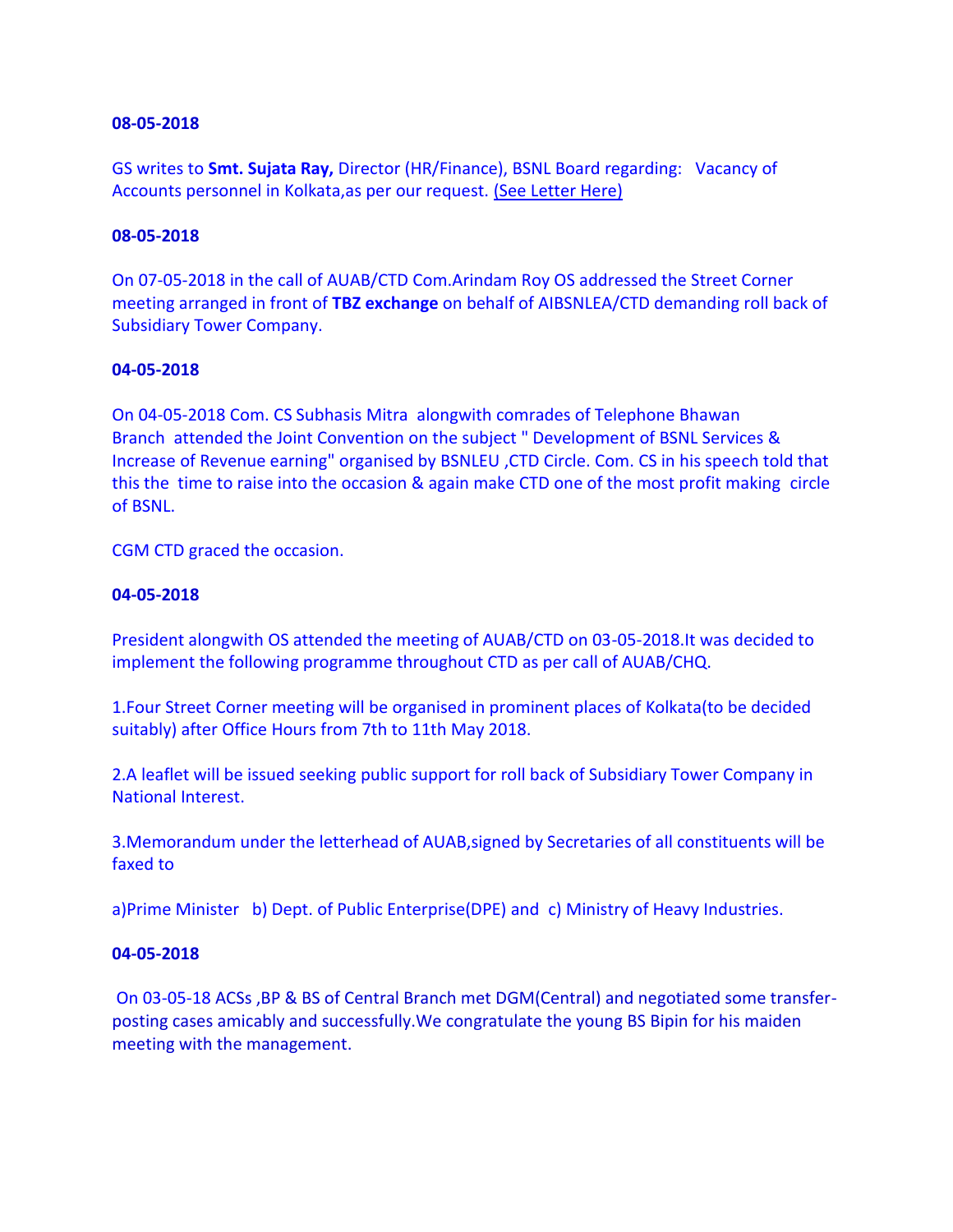**08-05-2018**

GS writes to **Smt. Sujata Ray,** Director (HR/Finance), BSNL Board regarding: Vacancy of Accounts personnel in Kolkata,as per our request. (See Letter Here)

**08-05-2018**

On 07-05-2018 in the call of AUAB/CTD Com.Arindam Roy OS addressed the Street Corner meeting arranged in front of **TBZ exchange** on behalf of AIBSNLEA/CTD demanding roll back of Subsidiary Tower Company.

**04-05-2018**

On 04-05-2018 Com. CS Subhasis Mitra alongwith comrades of Telephone Bhawan Branch attended the Joint Convention on the subject " Development of BSNL Services & Increase of Revenue earning" organised by BSNLEU ,CTD Circle. Com. CS in his speech told that this the time to raise into the occasion & again make CTD one of the most profit making circle of BSNL.

CGM CTD graced the occasion.

**04-05-2018**

President alongwith OS attended the meeting of AUAB/CTD on 03-05-2018.It was decided to implement the following programme throughout CTD as per call of AUAB/CHQ.

1.Four Street Corner meeting will be organised in prominent places of Kolkata(to be decided suitably) after Office Hours from 7th to 11th May 2018.

2.A leaflet will be issued seeking public support for roll back of Subsidiary Tower Company in National Interest.

3.Memorandum under the letterhead of AUAB,signed by Secretaries of all constituents will be faxed to

a)Prime Minister b) Dept. of Public Enterprise(DPE) and c) Ministry of Heavy Industries.

**04-05-2018**

On 03-05-18 ACSs ,BP & BS of Central Branch met DGM(Central) and negotiated some transfer-posting cases amicably and successfully.We congratulate the young BS Bipin for his maiden meeting with the management.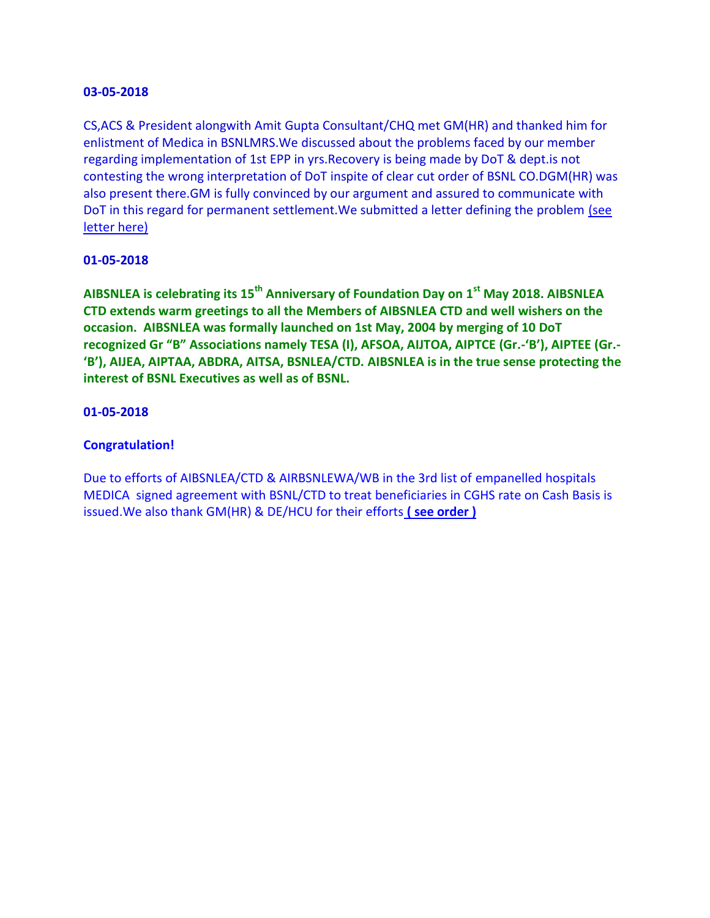**03-05-2018**

CS,ACS & President alongwith Amit Gupta Consultant/CHQ met GM(HR) and thanked him for enlistment of Medica in BSNLMRS.We discussed about the problems faced by our member regarding implementation of 1st EPP in yrs.Recovery is being made by DoT & dept.is not contesting the wrong interpretation of DoT inspite of clear cut order of BSNL CO.DGM(HR) was also present there.GM is fully convinced by our argument and assured to communicate with DoT in this regard for permanent settlement.We submitted a letter defining the problem (see letter here)

**01-05-2018**

**AIBSNLEA is celebrating its 15th Anniversary of Foundation Day on 1st May 2018. AIBSNLEA CTD extends warm greetings to all the Members of AIBSNLEA CTD and well wishers on the occasion. AIBSNLEA was formally launched on 1st May, 2004 by merging of 10 DoT recognized Gr "B" Associations namely TESA (I), AFSOA, AIJTOA, AIPTCE (Gr.-'B'), AIPTEE (Gr.-'B'), AIJEA, AIPTAA, ABDRA, AITSA, BSNLEA/CTD. AIBSNLEA is in the true sense protecting the interest of BSNL Executives as well as of BSNL.**

**01-05-2018**

**Congratulation!**

Due to efforts of AIBSNLEA/CTD & AIRBSNLEWA/WB in the 3rd list of empanelled hospitals MEDICA signed agreement with BSNL/CTD to treat beneficiaries in CGHS rate on Cash Basis is issued.We also thank GM(HR) & DE/HCU for their efforts **( see order )**